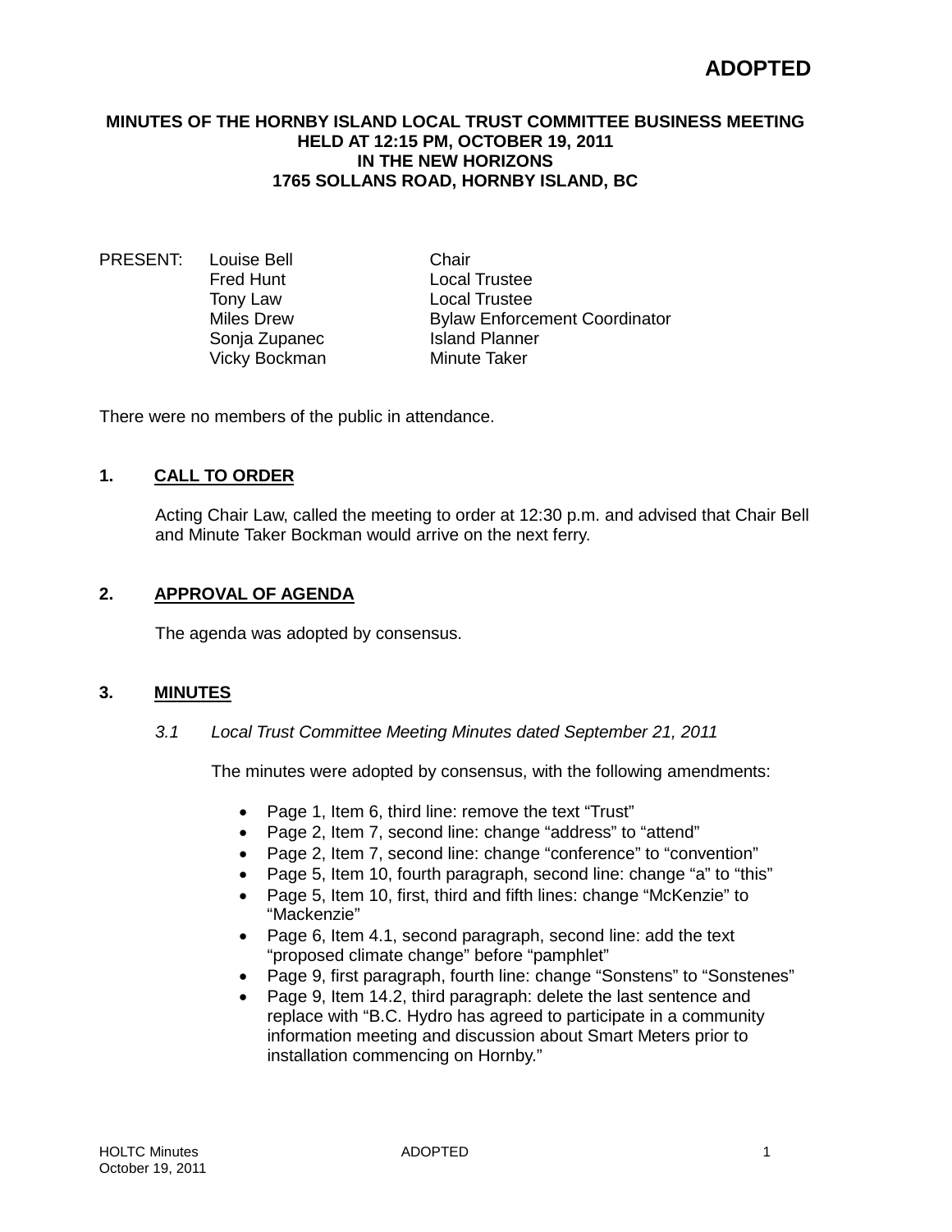**ADOPTED**

# MINUTES OF THE HORNBY ISLAND LOCAL TRUST COMMITTEE BUSINESS MEETING HELD AT 12:15 PM, OCTOBER 19, 2011 IN THE NEW HORIZONS 1765 SOLLANS ROAD, HORNBY ISLAND, BC

| PRESENT: | Louise Bell | Chair |
|---|---|---|
| | Fred Hunt | Local Trustee |
| | Tony Law | Local Trustee |
| | Miles Drew | Bylaw Enforcement Coordinator |
| | Sonja Zupanec | Island Planner |
| | Vicky Bockman | Minute Taker |

There were no members of the public in attendance.

## 1. CALL TO ORDER

Acting Chair Law, called the meeting to order at 12:30 p.m. and advised that Chair Bell and Minute Taker Bockman would arrive on the next ferry.

## 2. APPROVAL OF AGENDA

The agenda was adopted by consensus.

## 3. MINUTES

### *3.1 Local Trust Committee Meeting Minutes dated September 21, 2011*

The minutes were adopted by consensus, with the following amendments:

- Page 1, Item 6, third line: remove the text "Trust"
- Page 2, Item 7, second line: change "address" to "attend"
- Page 2, Item 7, second line: change "conference" to "convention"
- Page 5, Item 10, fourth paragraph, second line: change "a" to "this"
- Page 5, Item 10, first, third and fifth lines: change "McKenzie" to "Mackenzie"
- Page 6, Item 4.1, second paragraph, second line: add the text "proposed climate change" before "pamphlet"
- Page 9, first paragraph, fourth line: change "Sonstens" to "Sonstenes"
- Page 9, Item 14.2, third paragraph: delete the last sentence and replace with "B.C. Hydro has agreed to participate in a community information meeting and discussion about Smart Meters prior to installation commencing on Hornby."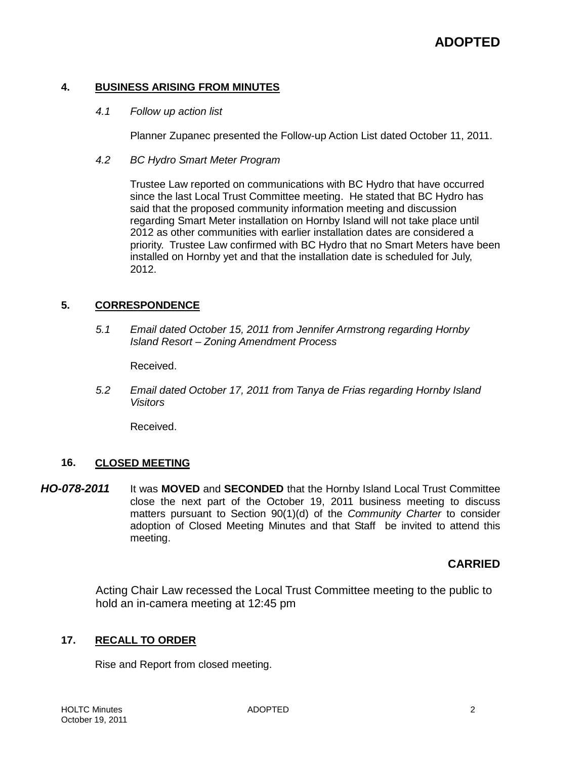**ADOPTED**

## 4. BUSINESS ARISING FROM MINUTES

*4.1 Follow up action list*

Planner Zupanec presented the Follow-up Action List dated October 11, 2011.

*4.2 BC Hydro Smart Meter Program*

Trustee Law reported on communications with BC Hydro that have occurred since the last Local Trust Committee meeting. He stated that BC Hydro has said that the proposed community information meeting and discussion regarding Smart Meter installation on Hornby Island will not take place until 2012 as other communities with earlier installation dates are considered a priority. Trustee Law confirmed with BC Hydro that no Smart Meters have been installed on Hornby yet and that the installation date is scheduled for July, 2012.

## 5. CORRESPONDENCE

*5.1 Email dated October 15, 2011 from Jennifer Armstrong regarding Hornby Island Resort – Zoning Amendment Process*

Received.

*5.2 Email dated October 17, 2011 from Tanya de Frias regarding Hornby Island Visitors*

Received.

## 16. CLOSED MEETING

***HO-078-2011*** It was **MOVED** and **SECONDED** that the Hornby Island Local Trust Committee close the next part of the October 19, 2011 business meeting to discuss matters pursuant to Section 90(1)(d) of the *Community Charter* to consider adoption of Closed Meeting Minutes and that Staff be invited to attend this meeting.

**CARRIED**

Acting Chair Law recessed the Local Trust Committee meeting to the public to hold an in-camera meeting at 12:45 pm

## 17. RECALL TO ORDER

Rise and Report from closed meeting.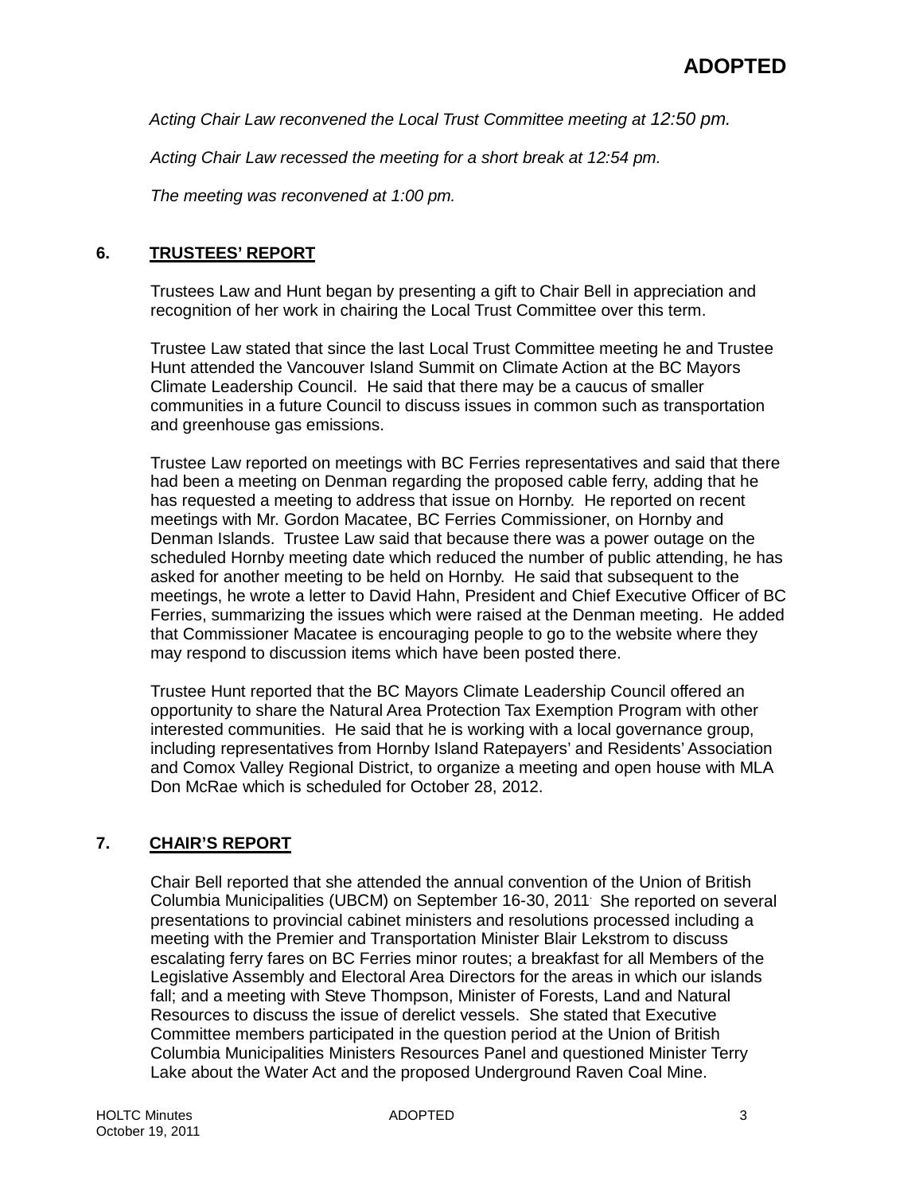**ADOPTED**

*Acting Chair Law reconvened the Local Trust Committee meeting at 12:50 pm.*

*Acting Chair Law recessed the meeting for a short break at 12:54 pm.*

*The meeting was reconvened at 1:00 pm.*

## 6. TRUSTEES' REPORT

Trustees Law and Hunt began by presenting a gift to Chair Bell in appreciation and recognition of her work in chairing the Local Trust Committee over this term.

Trustee Law stated that since the last Local Trust Committee meeting he and Trustee Hunt attended the Vancouver Island Summit on Climate Action at the BC Mayors Climate Leadership Council. He said that there may be a caucus of smaller communities in a future Council to discuss issues in common such as transportation and greenhouse gas emissions.

Trustee Law reported on meetings with BC Ferries representatives and said that there had been a meeting on Denman regarding the proposed cable ferry, adding that he has requested a meeting to address that issue on Hornby. He reported on recent meetings with Mr. Gordon Macatee, BC Ferries Commissioner, on Hornby and Denman Islands. Trustee Law said that because there was a power outage on the scheduled Hornby meeting date which reduced the number of public attending, he has asked for another meeting to be held on Hornby. He said that subsequent to the meetings, he wrote a letter to David Hahn, President and Chief Executive Officer of BC Ferries, summarizing the issues which were raised at the Denman meeting. He added that Commissioner Macatee is encouraging people to go to the website where they may respond to discussion items which have been posted there.

Trustee Hunt reported that the BC Mayors Climate Leadership Council offered an opportunity to share the Natural Area Protection Tax Exemption Program with other interested communities. He said that he is working with a local governance group, including representatives from Hornby Island Ratepayers' and Residents' Association and Comox Valley Regional District, to organize a meeting and open house with MLA Don McRae which is scheduled for October 28, 2012.

## 7. CHAIR'S REPORT

Chair Bell reported that she attended the annual convention of the Union of British Columbia Municipalities (UBCM) on September 16-30, 2011. She reported on several presentations to provincial cabinet ministers and resolutions processed including a meeting with the Premier and Transportation Minister Blair Lekstrom to discuss escalating ferry fares on BC Ferries minor routes; a breakfast for all Members of the Legislative Assembly and Electoral Area Directors for the areas in which our islands fall; and a meeting with Steve Thompson, Minister of Forests, Land and Natural Resources to discuss the issue of derelict vessels. She stated that Executive Committee members participated in the question period at the Union of British Columbia Municipalities Ministers Resources Panel and questioned Minister Terry Lake about the Water Act and the proposed Underground Raven Coal Mine.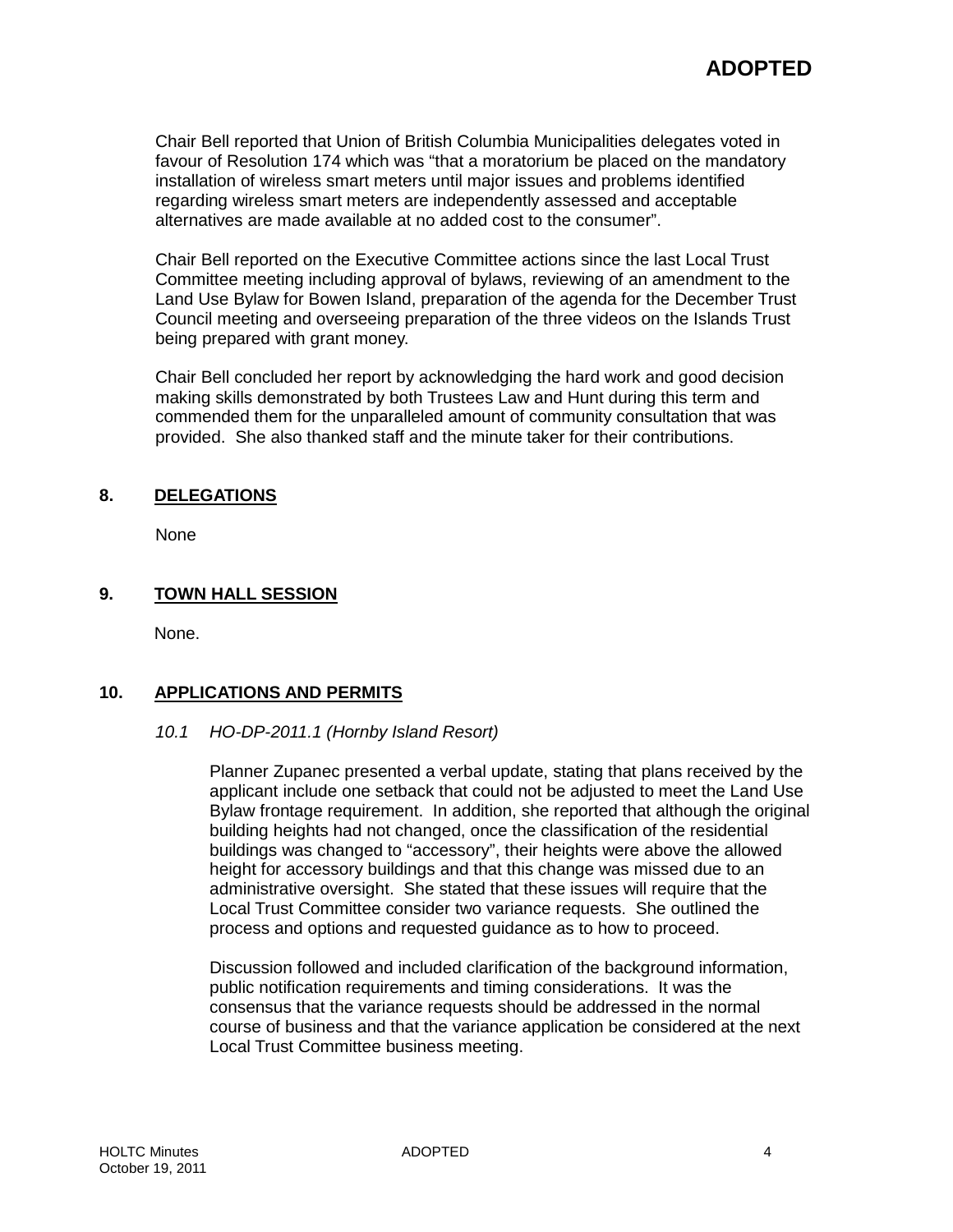Chair Bell reported that Union of British Columbia Municipalities delegates voted in favour of Resolution 174 which was “that a moratorium be placed on the mandatory installation of wireless smart meters until major issues and problems identified regarding wireless smart meters are independently assessed and acceptable alternatives are made available at no added cost to the consumer”.

Chair Bell reported on the Executive Committee actions since the last Local Trust Committee meeting including approval of bylaws, reviewing of an amendment to the Land Use Bylaw for Bowen Island, preparation of the agenda for the December Trust Council meeting and overseeing preparation of the three videos on the Islands Trust being prepared with grant money.

Chair Bell concluded her report by acknowledging the hard work and good decision making skills demonstrated by both Trustees Law and Hunt during this term and commended them for the unparalleled amount of community consultation that was provided. She also thanked staff and the minute taker for their contributions.

## 8. DELEGATIONS

None

## 9. TOWN HALL SESSION

None.

## 10. APPLICATIONS AND PERMITS

### *10.1 HO-DP-2011.1 (Hornby Island Resort)*

Planner Zupanec presented a verbal update, stating that plans received by the applicant include one setback that could not be adjusted to meet the Land Use Bylaw frontage requirement. In addition, she reported that although the original building heights had not changed, once the classification of the residential buildings was changed to “accessory”, their heights were above the allowed height for accessory buildings and that this change was missed due to an administrative oversight. She stated that these issues will require that the Local Trust Committee consider two variance requests. She outlined the process and options and requested guidance as to how to proceed.

Discussion followed and included clarification of the background information, public notification requirements and timing considerations. It was the consensus that the variance requests should be addressed in the normal course of business and that the variance application be considered at the next Local Trust Committee business meeting.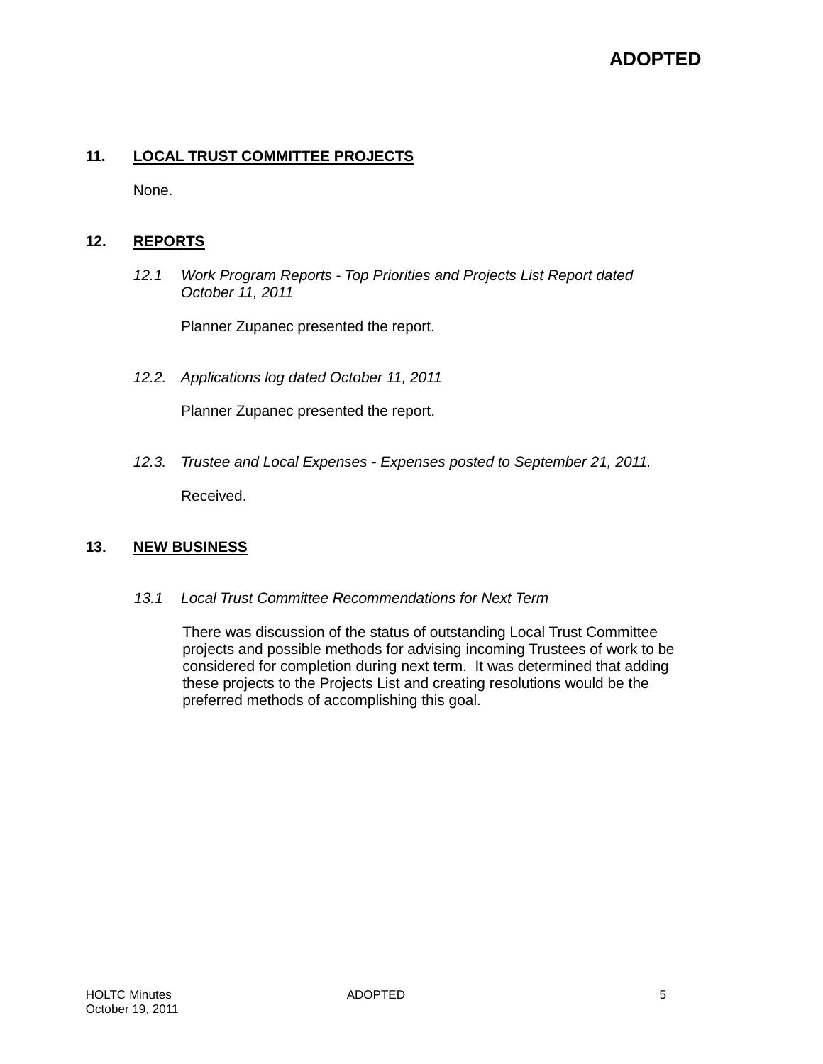**ADOPTED**

## 11. LOCAL TRUST COMMITTEE PROJECTS

None.

## 12. REPORTS

*12.1 Work Program Reports - Top Priorities and Projects List Report dated October 11, 2011*

Planner Zupanec presented the report.

*12.2. Applications log dated October 11, 2011*

Planner Zupanec presented the report.

*12.3. Trustee and Local Expenses - Expenses posted to September 21, 2011.*

Received.

## 13. NEW BUSINESS

*13.1 Local Trust Committee Recommendations for Next Term*

There was discussion of the status of outstanding Local Trust Committee projects and possible methods for advising incoming Trustees of work to be considered for completion during next term. It was determined that adding these projects to the Projects List and creating resolutions would be the preferred methods of accomplishing this goal.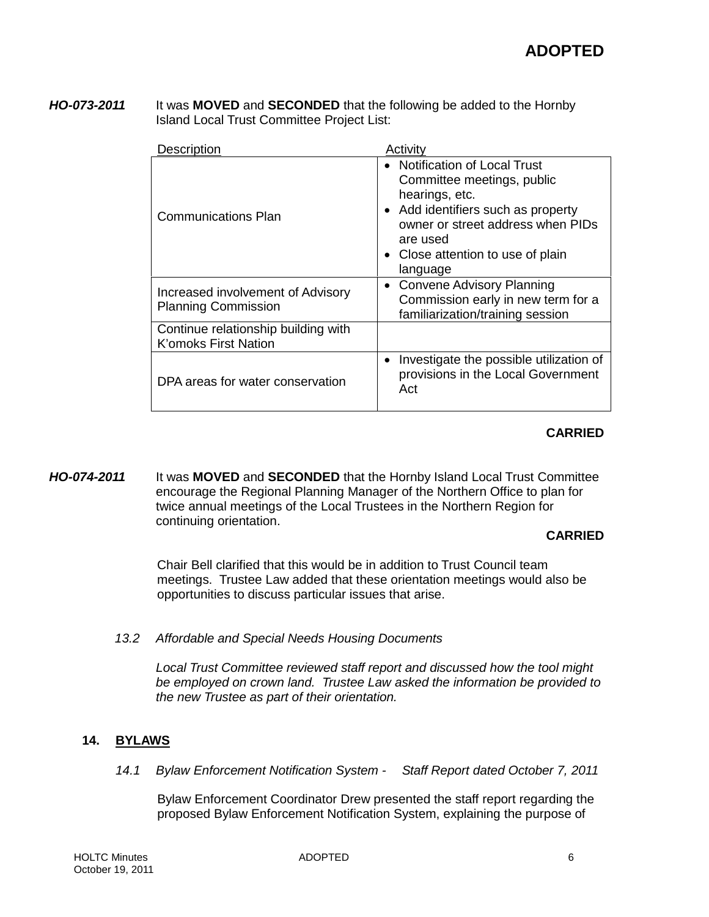**ADOPTED**

***HO-073-2011*** It was **MOVED** and **SECONDED** that the following be added to the Hornby Island Local Trust Committee Project List:

| Description | Activity |
|---|---|
| Communications Plan | • Notification of Local Trust Committee meetings, public hearings, etc.<br>• Add identifiers such as property owner or street address when PIDs are used<br>• Close attention to use of plain language |
| Increased involvement of Advisory Planning Commission | • Convene Advisory Planning Commission early in new term for a familiarization/training session |
| Continue relationship building with K'omoks First Nation | |
| DPA areas for water conservation | • Investigate the possible utilization of provisions in the Local Government Act |

**CARRIED**

***HO-074-2011*** It was **MOVED** and **SECONDED** that the Hornby Island Local Trust Committee encourage the Regional Planning Manager of the Northern Office to plan for twice annual meetings of the Local Trustees in the Northern Region for continuing orientation.

**CARRIED**

Chair Bell clarified that this would be in addition to Trust Council team meetings. Trustee Law added that these orientation meetings would also be opportunities to discuss particular issues that arise.

*13.2 Affordable and Special Needs Housing Documents*

*Local Trust Committee reviewed staff report and discussed how the tool might be employed on crown land. Trustee Law asked the information be provided to the new Trustee as part of their orientation.*

## 14. BYLAWS

*14.1 Bylaw Enforcement Notification System - Staff Report dated October 7, 2011*

Bylaw Enforcement Coordinator Drew presented the staff report regarding the proposed Bylaw Enforcement Notification System, explaining the purpose of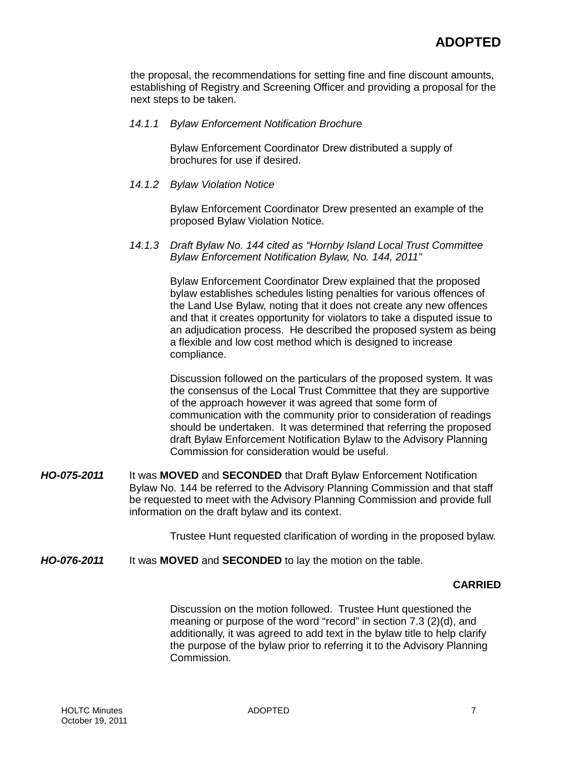the proposal, the recommendations for setting fine and fine discount amounts, establishing of Registry and Screening Officer and providing a proposal for the next steps to be taken.

*14.1.1 Bylaw Enforcement Notification Brochure*

Bylaw Enforcement Coordinator Drew distributed a supply of brochures for use if desired.

*14.1.2 Bylaw Violation Notice*

Bylaw Enforcement Coordinator Drew presented an example of the proposed Bylaw Violation Notice.

*14.1.3 Draft Bylaw No. 144 cited as "Hornby Island Local Trust Committee Bylaw Enforcement Notification Bylaw, No. 144, 2011"*

Bylaw Enforcement Coordinator Drew explained that the proposed bylaw establishes schedules listing penalties for various offences of the Land Use Bylaw, noting that it does not create any new offences and that it creates opportunity for violators to take a disputed issue to an adjudication process. He described the proposed system as being a flexible and low cost method which is designed to increase compliance.

Discussion followed on the particulars of the proposed system. It was the consensus of the Local Trust Committee that they are supportive of the approach however it was agreed that some form of communication with the community prior to consideration of readings should be undertaken. It was determined that referring the proposed draft Bylaw Enforcement Notification Bylaw to the Advisory Planning Commission for consideration would be useful.

***HO-075-2011*** It was **MOVED** and **SECONDED** that Draft Bylaw Enforcement Notification Bylaw No. 144 be referred to the Advisory Planning Commission and that staff be requested to meet with the Advisory Planning Commission and provide full information on the draft bylaw and its context.

Trustee Hunt requested clarification of wording in the proposed bylaw.

***HO-076-2011*** It was **MOVED** and **SECONDED** to lay the motion on the table.

**CARRIED**

Discussion on the motion followed. Trustee Hunt questioned the meaning or purpose of the word "record" in section 7.3 (2)(d), and additionally, it was agreed to add text in the bylaw title to help clarify the purpose of the bylaw prior to referring it to the Advisory Planning Commission.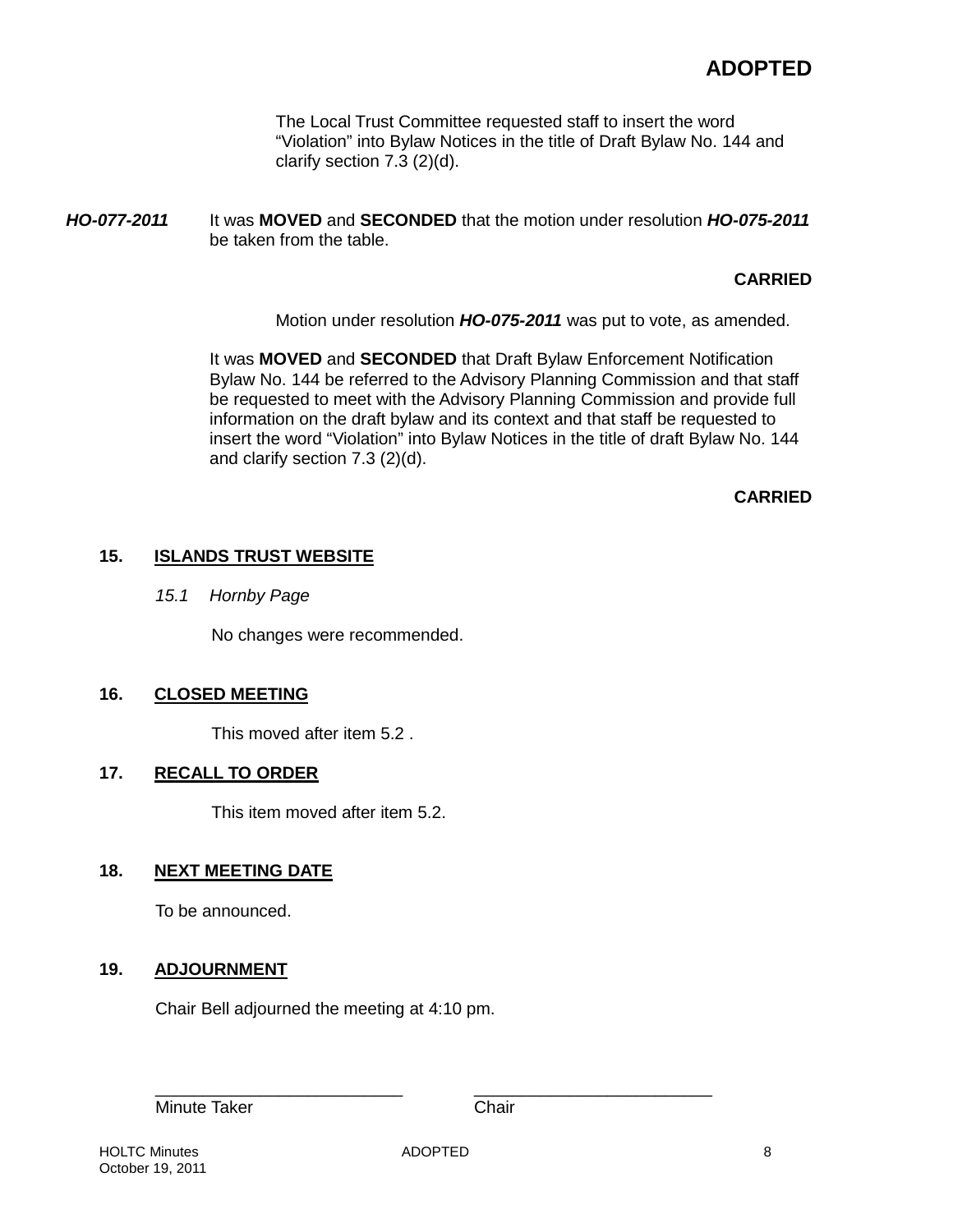**ADOPTED**

The Local Trust Committee requested staff to insert the word "Violation" into Bylaw Notices in the title of Draft Bylaw No. 144 and clarify section 7.3 (2)(d).

***HO-077-2011*** It was **MOVED** and **SECONDED** that the motion under resolution ***HO-075-2011*** be taken from the table.

**CARRIED**

Motion under resolution ***HO-075-2011*** was put to vote, as amended.

It was **MOVED** and **SECONDED** that Draft Bylaw Enforcement Notification Bylaw No. 144 be referred to the Advisory Planning Commission and that staff be requested to meet with the Advisory Planning Commission and provide full information on the draft bylaw and its context and that staff be requested to insert the word "Violation" into Bylaw Notices in the title of draft Bylaw No. 144 and clarify section 7.3 (2)(d).

**CARRIED**

## 15. ISLANDS TRUST WEBSITE

*15.1 Hornby Page*

No changes were recommended.

## 16. CLOSED MEETING

This moved after item 5.2 .

## 17. RECALL TO ORDER

This item moved after item 5.2.

## 18. NEXT MEETING DATE

To be announced.

## 19. ADJOURNMENT

Chair Bell adjourned the meeting at 4:10 pm.

__________________________ Minute Taker

__________________________ Chair